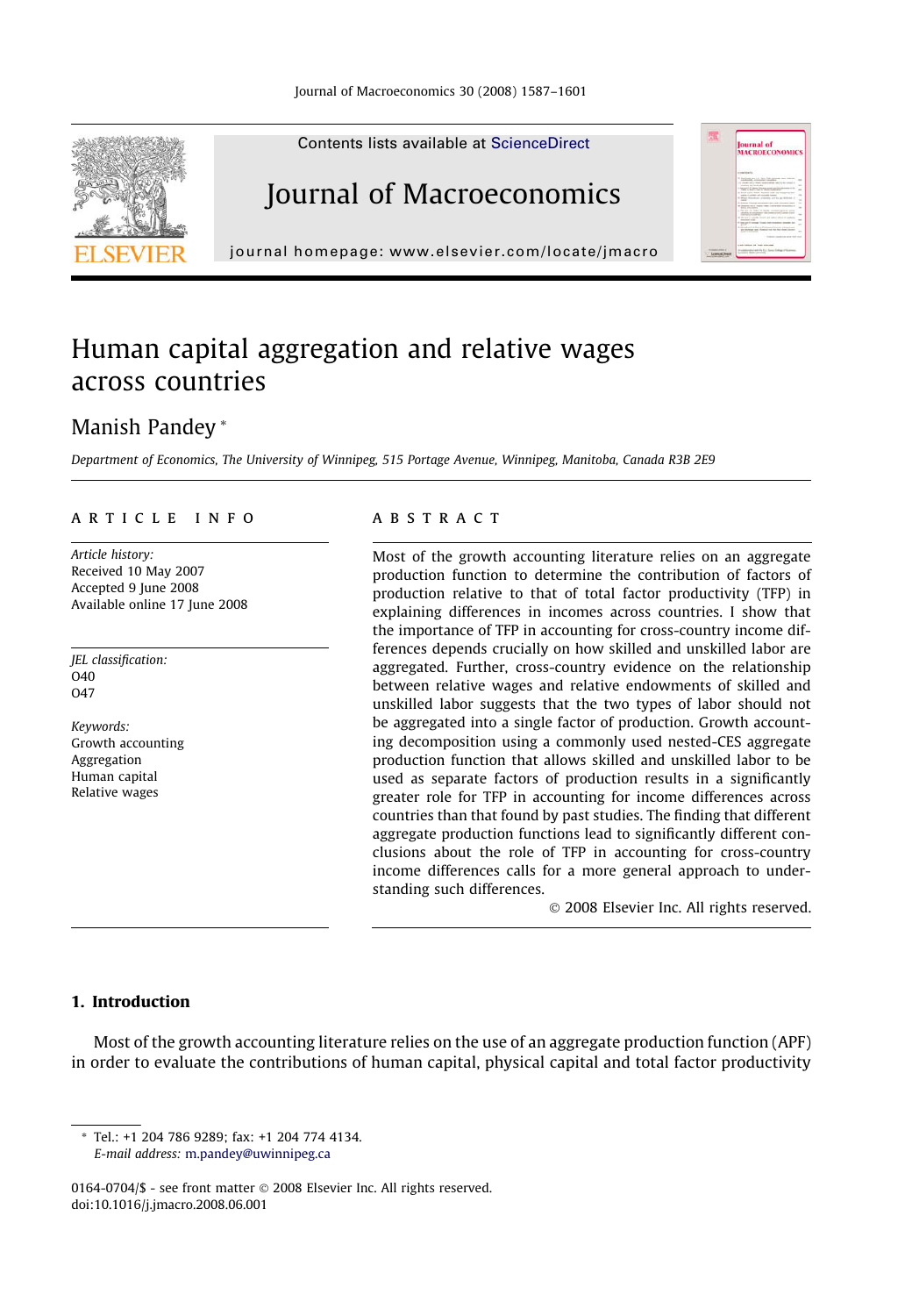Contents lists available at ScienceDirect

# Journal of Macroeconomics

journal homepage: www.elsevier.com/locate/jmacro

# Human capital aggregation and relative wages across countries

Manish Pandey *

*Department of Economics, The University of Winnipeg, 515 Portage Avenue, Winnipeg, Manitoba, Canada R3B 2E9*

## ARTICLE INFO

*Article history:*
Received 10 May 2007
Accepted 9 June 2008
Available online 17 June 2008

*JEL classification:*
O40
O47

*Keywords:*
Growth accounting
Aggregation
Human capital
Relative wages

## ABSTRACT

Most of the growth accounting literature relies on an aggregate production function to determine the contribution of factors of production relative to that of total factor productivity (TFP) in explaining differences in incomes across countries. I show that the importance of TFP in accounting for cross-country income differences depends crucially on how skilled and unskilled labor are aggregated. Further, cross-country evidence on the relationship between relative wages and relative endowments of skilled and unskilled labor suggests that the two types of labor should not be aggregated into a single factor of production. Growth accounting decomposition using a commonly used nested-CES aggregate production function that allows skilled and unskilled labor to be used as separate factors of production results in a significantly greater role for TFP in accounting for income differences across countries than that found by past studies. The finding that different aggregate production functions lead to significantly different conclusions about the role of TFP in accounting for cross-country income differences calls for a more general approach to understanding such differences.

© 2008 Elsevier Inc. All rights reserved.

## 1. Introduction

Most of the growth accounting literature relies on the use of an aggregate production function (APF) in order to evaluate the contributions of human capital, physical capital and total factor productivity

* Tel.: +1 204 786 9289; fax: +1 204 774 4134.
*E-mail address:* m.pandey@uwinnipeg.ca

0164-0704/$ - see front matter © 2008 Elsevier Inc. All rights reserved.
doi:10.1016/j.jmacro.2008.06.001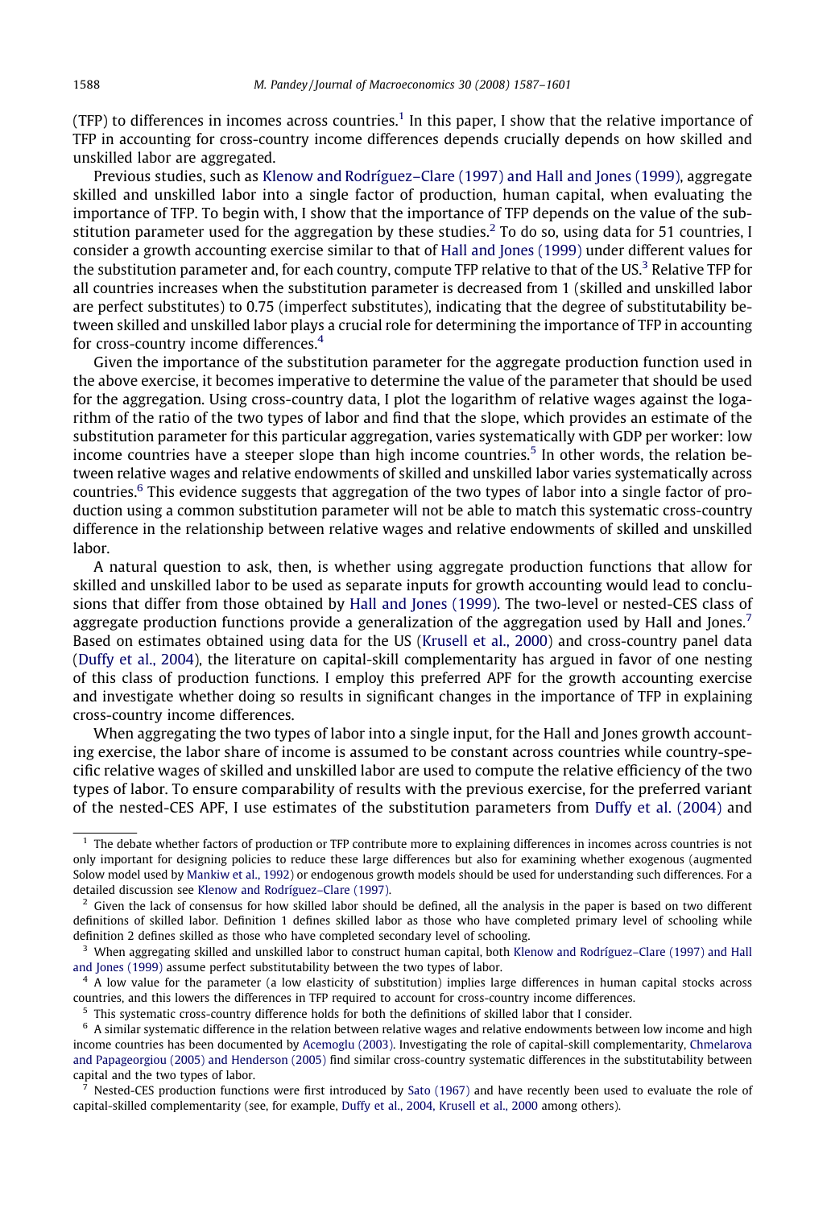(TFP) to differences in incomes across countries.[1] In this paper, I show that the relative importance of TFP in accounting for cross-country income differences depends crucially depends on how skilled and unskilled labor are aggregated.

Previous studies, such as Klenow and Rodríguez–Clare (1997) and Hall and Jones (1999), aggregate skilled and unskilled labor into a single factor of production, human capital, when evaluating the importance of TFP. To begin with, I show that the importance of TFP depends on the value of the substitution parameter used for the aggregation by these studies.[2] To do so, using data for 51 countries, I consider a growth accounting exercise similar to that of Hall and Jones (1999) under different values for the substitution parameter and, for each country, compute TFP relative to that of the US.[3] Relative TFP for all countries increases when the substitution parameter is decreased from 1 (skilled and unskilled labor are perfect substitutes) to 0.75 (imperfect substitutes), indicating that the degree of substitutability between skilled and unskilled labor plays a crucial role for determining the importance of TFP in accounting for cross-country income differences.[4]

Given the importance of the substitution parameter for the aggregate production function used in the above exercise, it becomes imperative to determine the value of the parameter that should be used for the aggregation. Using cross-country data, I plot the logarithm of relative wages against the logarithm of the ratio of the two types of labor and find that the slope, which provides an estimate of the substitution parameter for this particular aggregation, varies systematically with GDP per worker: low income countries have a steeper slope than high income countries.[5] In other words, the relation between relative wages and relative endowments of skilled and unskilled labor varies systematically across countries.[6] This evidence suggests that aggregation of the two types of labor into a single factor of production using a common substitution parameter will not be able to match this systematic cross-country difference in the relationship between relative wages and relative endowments of skilled and unskilled labor.

A natural question to ask, then, is whether using aggregate production functions that allow for skilled and unskilled labor to be used as separate inputs for growth accounting would lead to conclusions that differ from those obtained by Hall and Jones (1999). The two-level or nested-CES class of aggregate production functions provide a generalization of the aggregation used by Hall and Jones.[7] Based on estimates obtained using data for the US (Krusell et al., 2000) and cross-country panel data (Duffy et al., 2004), the literature on capital-skill complementarity has argued in favor of one nesting of this class of production functions. I employ this preferred APF for the growth accounting exercise and investigate whether doing so results in significant changes in the importance of TFP in explaining cross-country income differences.

When aggregating the two types of labor into a single input, for the Hall and Jones growth accounting exercise, the labor share of income is assumed to be constant across countries while country-specific relative wages of skilled and unskilled labor are used to compute the relative efficiency of the two types of labor. To ensure comparability of results with the previous exercise, for the preferred variant of the nested-CES APF, I use estimates of the substitution parameters from Duffy et al. (2004) and

[1] The debate whether factors of production or TFP contribute more to explaining differences in incomes across countries is not only important for designing policies to reduce these large differences but also for examining whether exogenous (augmented Solow model used by Mankiw et al., 1992) or endogenous growth models should be used for understanding such differences. For a detailed discussion see Klenow and Rodríguez–Clare (1997).

[2] Given the lack of consensus for how skilled labor should be defined, all the analysis in the paper is based on two different definitions of skilled labor. Definition 1 defines skilled labor as those who have completed primary level of schooling while definition 2 defines skilled as those who have completed secondary level of schooling.

[3] When aggregating skilled and unskilled labor to construct human capital, both Klenow and Rodríguez–Clare (1997) and Hall and Jones (1999) assume perfect substitutability between the two types of labor.

[4] A low value for the parameter (a low elasticity of substitution) implies large differences in human capital stocks across countries, and this lowers the differences in TFP required to account for cross-country income differences.

[5] This systematic cross-country difference holds for both the definitions of skilled labor that I consider.

[6] A similar systematic difference in the relation between relative wages and relative endowments between low income and high income countries has been documented by Acemoglu (2003). Investigating the role of capital-skill complementarity, Chmelarova and Papageorgiou (2005) and Henderson (2005) find similar cross-country systematic differences in the substitutability between capital and the two types of labor.

[7] Nested-CES production functions were first introduced by Sato (1967) and have recently been used to evaluate the role of capital-skilled complementarity (see, for example, Duffy et al., 2004, Krusell et al., 2000 among others).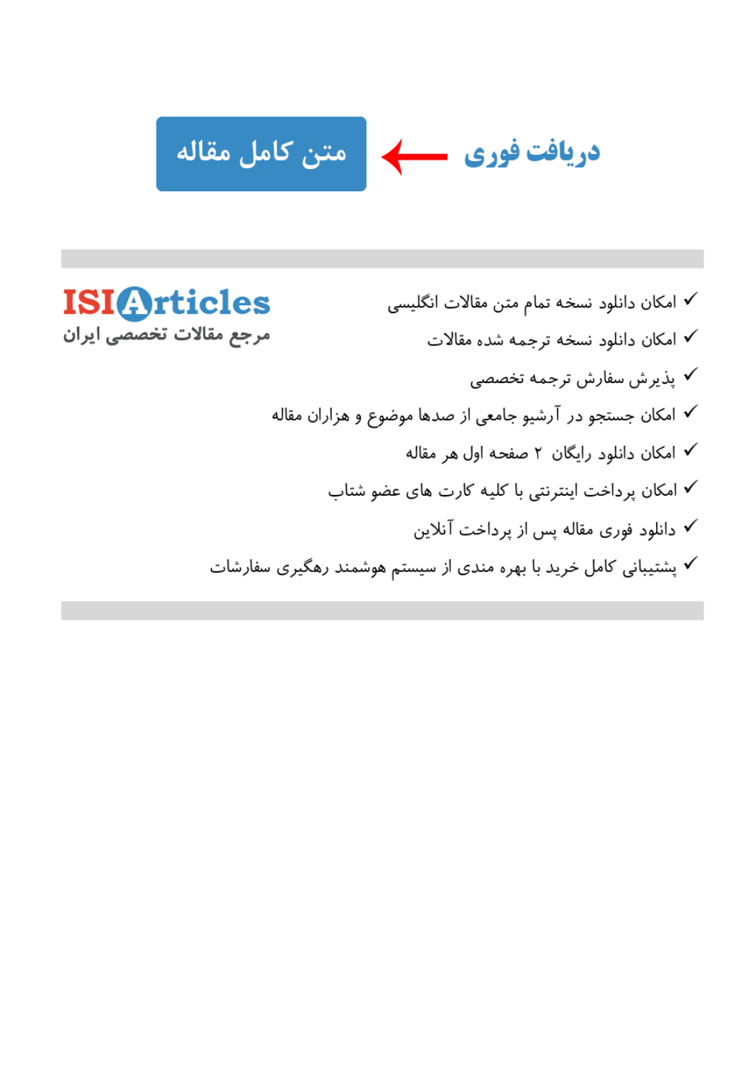دریافت فوری ← متن کامل مقاله

**ISIArticles**
مرجع مقالات تخصصی ایران

- ✓ امکان دانلود نسخه تمام متن مقالات انگلیسی
- ✓ امکان دانلود نسخه ترجمه شده مقالات
- ✓ پذیرش سفارش ترجمه تخصصی
- ✓ امکان جستجو در آرشیو جامعی از صدها موضوع و هزاران مقاله
- ✓ امکان دانلود رایگان ۲ صفحه اول هر مقاله
- ✓ امکان پرداخت اینترنتی با کلیه کارت های عضو شتاب
- ✓ دانلود فوری مقاله پس از پرداخت آنلاین
- ✓ پشتیبانی کامل خرید با بهره مندی از سیستم هوشمند رهگیری سفارشات